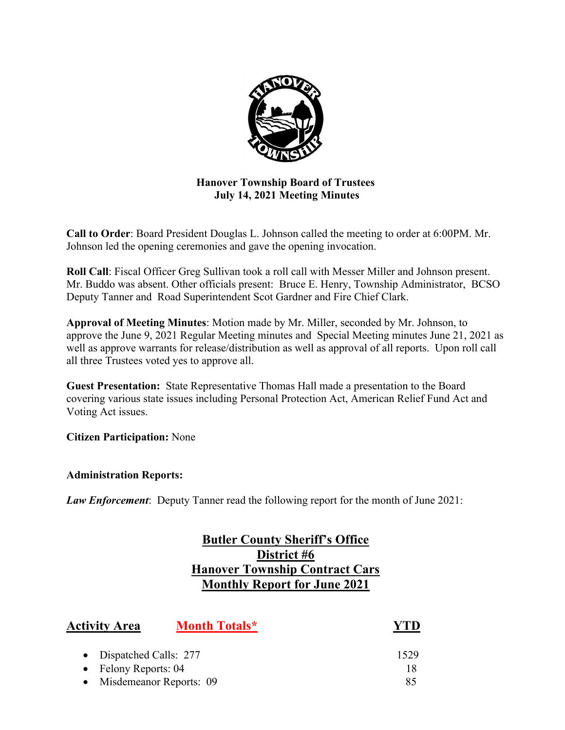**Hanover Township Board of Trustees**
**July 14, 2021 Meeting Minutes**

**Call to Order**: Board President Douglas L. Johnson called the meeting to order at 6:00PM. Mr. Johnson led the opening ceremonies and gave the opening invocation.

**Roll Call**: Fiscal Officer Greg Sullivan took a roll call with Messer Miller and Johnson present. Mr. Buddo was absent. Other officials present: Bruce E. Henry, Township Administrator, BCSO Deputy Tanner and Road Superintendent Scot Gardner and Fire Chief Clark.

**Approval of Meeting Minutes**: Motion made by Mr. Miller, seconded by Mr. Johnson, to approve the June 9, 2021 Regular Meeting minutes and Special Meeting minutes June 21, 2021 as well as approve warrants for release/distribution as well as approval of all reports. Upon roll call all three Trustees voted yes to approve all.

**Guest Presentation:** State Representative Thomas Hall made a presentation to the Board covering various state issues including Personal Protection Act, American Relief Fund Act and Voting Act issues.

**Citizen Participation:** None

**Administration Reports:**

***Law Enforcement***: Deputy Tanner read the following report for the month of June 2021:

## Butler County Sheriff's Office
## District #6
## Hanover Township Contract Cars
## Monthly Report for June 2021

| Activity Area | Month Totals* | YTD |
|---|---|---|
| Dispatched Calls: | 277 | 1529 |
| Felony Reports: | 04 | 18 |
| Misdemeanor Reports: | 09 | 85 |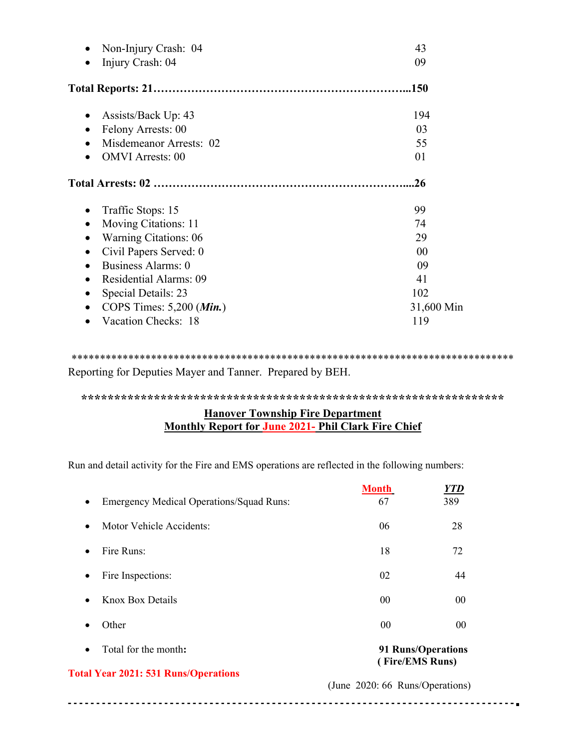- Non-Injury Crash: 04 43
- Injury Crash: 04 09

**Total Reports: 21……………………………………………………………...150**

- Assists/Back Up: 43 194
- Felony Arrests: 00 03
- Misdemeanor Arrests: 02 55
- OMVI Arrests: 00 01

**Total Arrests: 02 ……………………………………………………………...26**

- Traffic Stops: 15 99
- Moving Citations: 11 74
- Warning Citations: 06 29
- Civil Papers Served: 0 00
- Business Alarms: 0 09
- Residential Alarms: 09 41
- Special Details: 23 102
- COPS Times: 5,200 (***Min.***) 31,600 Min
- Vacation Checks: 18 119

*********************************************************************************

Reporting for Deputies Mayer and Tanner. Prepared by BEH.

**********************************************************************

## Hanover Township Fire Department
## Monthly Report for June 2021- Phil Clark Fire Chief

Run and detail activity for the Fire and EMS operations are reflected in the following numbers:

| | Month | *YTD* |
|---|---|---|
| Emergency Medical Operations/Squad Runs: | 67 | 389 |
| Motor Vehicle Accidents: | 06 | 28 |
| Fire Runs: | 18 | 72 |
| Fire Inspections: | 02 | 44 |
| Knox Box Details | 00 | 00 |
| Other | 00 | 00 |
| Total for the month**:** | **91 Runs/Operations ( Fire/EMS Runs)** | |

**Total Year 2021: 531 Runs/Operations**

(June 2020: 66 Runs/Operations)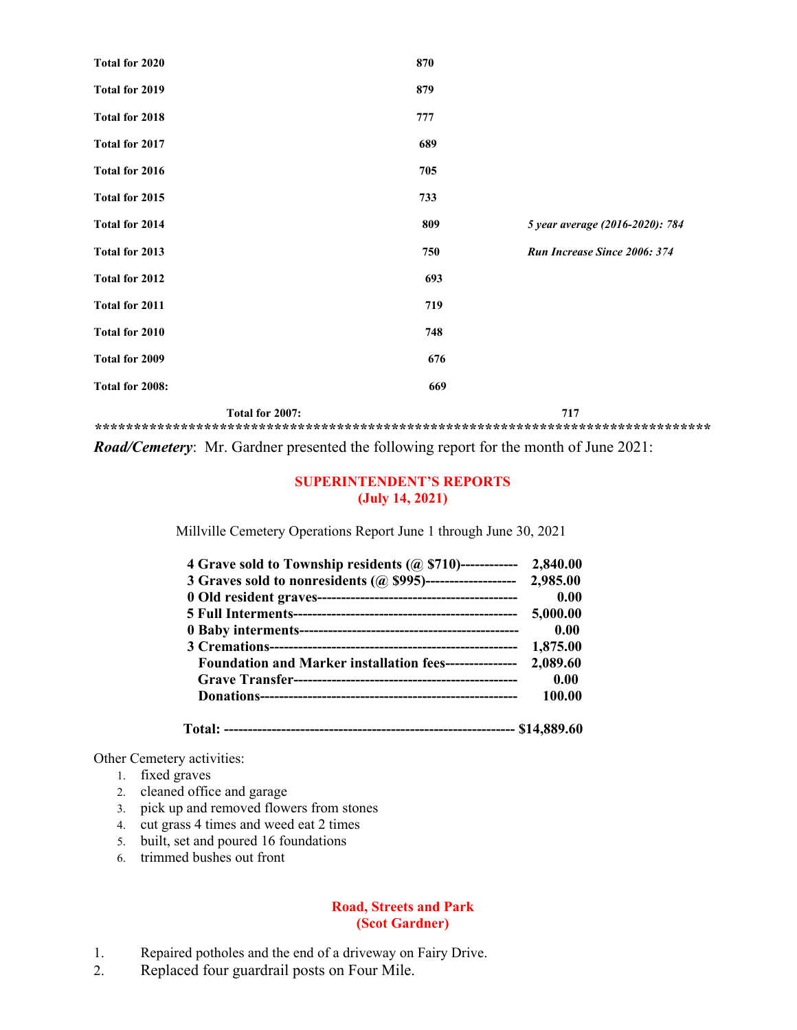| | | |
|---|---|---|
| **Total for 2020** | **870** | |
| **Total for 2019** | **879** | |
| **Total for 2018** | **777** | |
| **Total for 2017** | **689** | |
| **Total for 2016** | **705** | |
| **Total for 2015** | **733** | |
| **Total for 2014** | **809** | ***5 year average (2016-2020): 784*** |
| **Total for 2013** | **750** | ***Run Increase Since 2006: 374*** |
| **Total for 2012** | **693** | |
| **Total for 2011** | **719** | |
| **Total for 2010** | **748** | |
| **Total for 2009** | **676** | |
| **Total for 2008:** | **669** | |
| **Total for 2007:** | **717** | |

**********************************************************************************

***Road/Cemetery***: Mr. Gardner presented the following report for the month of June 2021:

## SUPERINTENDENT'S REPORTS
## (July 14, 2021)

Millville Cemetery Operations Report June 1 through June 30, 2021

| | |
|---|---|
| **4 Grave sold to Township residents (@ $710)------------** | **2,840.00** |
| **3 Graves sold to nonresidents (@ $995)-------------------** | **2,985.00** |
| **0 Old resident graves------------------------------------------** | **0.00** |
| **5 Full Interments-----------------------------------------------** | **5,000.00** |
| **0 Baby interments----------------------------------------------** | **0.00** |
| **3 Cremations----------------------------------------------------** | **1,875.00** |
| **Foundation and Marker installation fees---------------** | **2,089.60** |
| **Grave Transfer-----------------------------------------------** | **0.00** |
| **Donations-----------------------------------------------------** | **100.00** |
| **Total: -------------------------------------------------------------** | **$14,889.60** |

Other Cemetery activities:

1. fixed graves
2. cleaned office and garage
3. pick up and removed flowers from stones
4. cut grass 4 times and weed eat 2 times
5. built, set and poured 16 foundations
6. trimmed bushes out front

## Road, Streets and Park
## (Scot Gardner)

1. Repaired potholes and the end of a driveway on Fairy Drive.
2. Replaced four guardrail posts on Four Mile.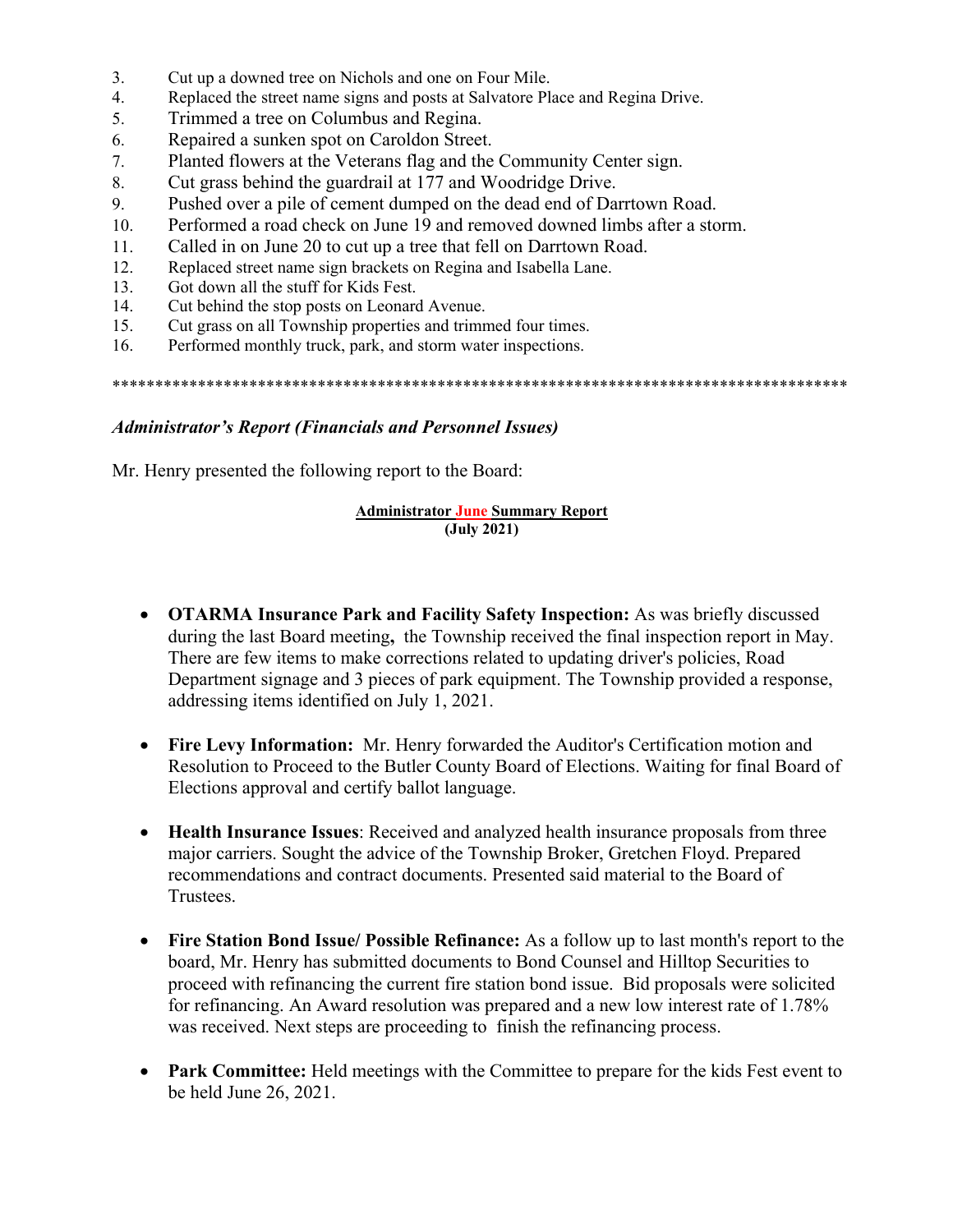3. Cut up a downed tree on Nichols and one on Four Mile.
4. Replaced the street name signs and posts at Salvatore Place and Regina Drive.
5. Trimmed a tree on Columbus and Regina.
6. Repaired a sunken spot on Caroldon Street.
7. Planted flowers at the Veterans flag and the Community Center sign.
8. Cut grass behind the guardrail at 177 and Woodridge Drive.
9. Pushed over a pile of cement dumped on the dead end of Darrtown Road.
10. Performed a road check on June 19 and removed downed limbs after a storm.
11. Called in on June 20 to cut up a tree that fell on Darrtown Road.
12. Replaced street name sign brackets on Regina and Isabella Lane.
13. Got down all the stuff for Kids Fest.
14. Cut behind the stop posts on Leonard Avenue.
15. Cut grass on all Township properties and trimmed four times.
16. Performed monthly truck, park, and storm water inspections.

*****************************************************************************************

***Administrator's Report (Financials and Personnel Issues)***

Mr. Henry presented the following report to the Board:

**Administrator June Summary Report**
**(July 2021)**

- **OTARMA Insurance Park and Facility Safety Inspection:** As was briefly discussed during the last Board meeting**,** the Township received the final inspection report in May. There are few items to make corrections related to updating driver's policies, Road Department signage and 3 pieces of park equipment. The Township provided a response, addressing items identified on July 1, 2021.

- **Fire Levy Information:** Mr. Henry forwarded the Auditor's Certification motion and Resolution to Proceed to the Butler County Board of Elections. Waiting for final Board of Elections approval and certify ballot language.

- **Health Insurance Issues**: Received and analyzed health insurance proposals from three major carriers. Sought the advice of the Township Broker, Gretchen Floyd. Prepared recommendations and contract documents. Presented said material to the Board of Trustees.

- **Fire Station Bond Issue/ Possible Refinance:** As a follow up to last month's report to the board, Mr. Henry has submitted documents to Bond Counsel and Hilltop Securities to proceed with refinancing the current fire station bond issue. Bid proposals were solicited for refinancing. An Award resolution was prepared and a new low interest rate of 1.78% was received. Next steps are proceeding to finish the refinancing process.

- **Park Committee:** Held meetings with the Committee to prepare for the kids Fest event to be held June 26, 2021.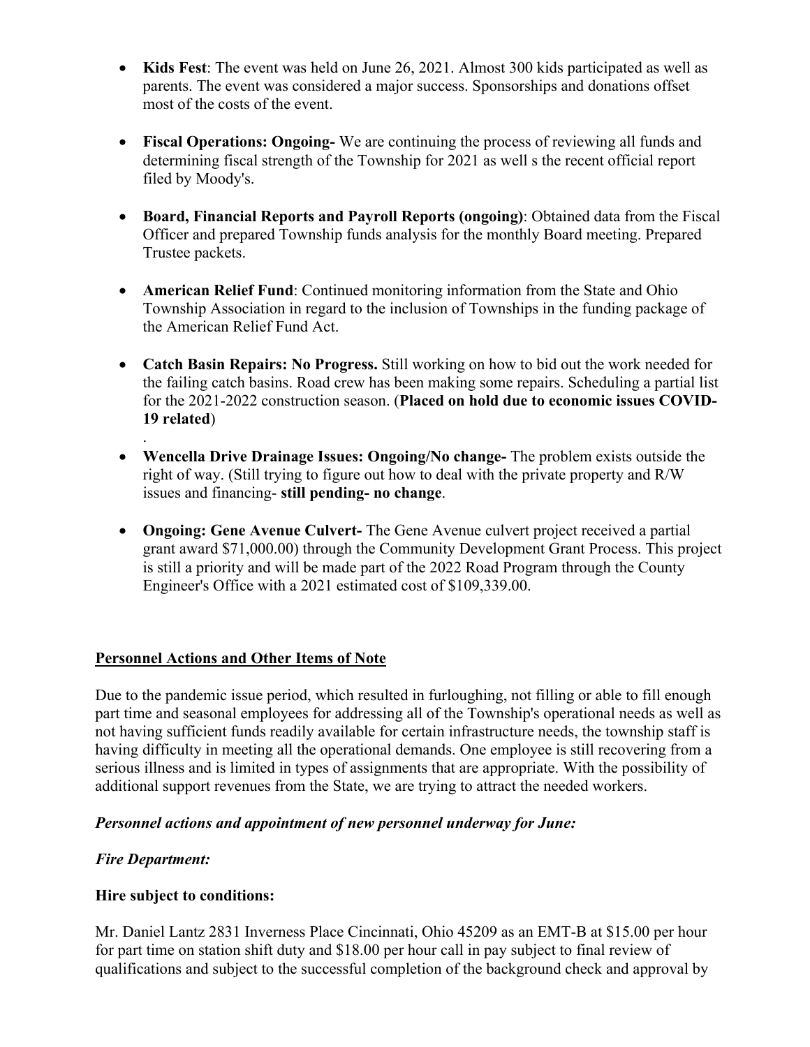- **Kids Fest**: The event was held on June 26, 2021. Almost 300 kids participated as well as parents. The event was considered a major success. Sponsorships and donations offset most of the costs of the event.

- **Fiscal Operations: Ongoing-** We are continuing the process of reviewing all funds and determining fiscal strength of the Township for 2021 as well s the recent official report filed by Moody's.

- **Board, Financial Reports and Payroll Reports (ongoing)**: Obtained data from the Fiscal Officer and prepared Township funds analysis for the monthly Board meeting. Prepared Trustee packets.

- **American Relief Fund**: Continued monitoring information from the State and Ohio Township Association in regard to the inclusion of Townships in the funding package of the American Relief Fund Act.

- **Catch Basin Repairs: No Progress.** Still working on how to bid out the work needed for the failing catch basins. Road crew has been making some repairs. Scheduling a partial list for the 2021-2022 construction season. (**Placed on hold due to economic issues COVID-19 related**)

.

- **Wencella Drive Drainage Issues: Ongoing/No change-** The problem exists outside the right of way. (Still trying to figure out how to deal with the private property and R/W issues and financing- **still pending- no change**.

- **Ongoing: Gene Avenue Culvert-** The Gene Avenue culvert project received a partial grant award $71,000.00) through the Community Development Grant Process. This project is still a priority and will be made part of the 2022 Road Program through the County Engineer's Office with a 2021 estimated cost of $109,339.00.

## Personnel Actions and Other Items of Note

Due to the pandemic issue period, which resulted in furloughing, not filling or able to fill enough part time and seasonal employees for addressing all of the Township's operational needs as well as not having sufficient funds readily available for certain infrastructure needs, the township staff is having difficulty in meeting all the operational demands. One employee is still recovering from a serious illness and is limited in types of assignments that are appropriate. With the possibility of additional support revenues from the State, we are trying to attract the needed workers.

***Personnel actions and appointment of new personnel underway for June:***

***Fire Department:***

**Hire subject to conditions:**

Mr. Daniel Lantz 2831 Inverness Place Cincinnati, Ohio 45209 as an EMT-B at $15.00 per hour for part time on station shift duty and $18.00 per hour call in pay subject to final review of qualifications and subject to the successful completion of the background check and approval by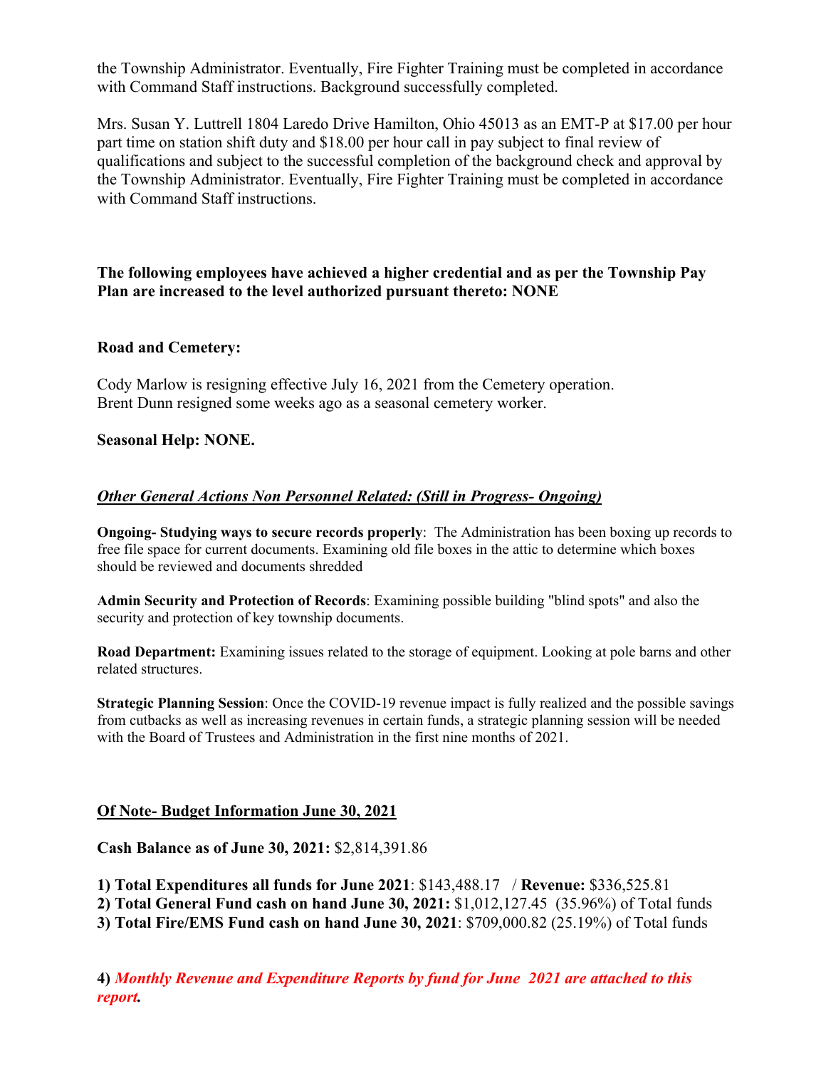the Township Administrator. Eventually, Fire Fighter Training must be completed in accordance with Command Staff instructions. Background successfully completed.

Mrs. Susan Y. Luttrell 1804 Laredo Drive Hamilton, Ohio 45013 as an EMT-P at $17.00 per hour part time on station shift duty and $18.00 per hour call in pay subject to final review of qualifications and subject to the successful completion of the background check and approval by the Township Administrator. Eventually, Fire Fighter Training must be completed in accordance with Command Staff instructions.

**The following employees have achieved a higher credential and as per the Township Pay Plan are increased to the level authorized pursuant thereto: NONE**

**Road and Cemetery:**

Cody Marlow is resigning effective July 16, 2021 from the Cemetery operation.
Brent Dunn resigned some weeks ago as a seasonal cemetery worker.

**Seasonal Help: NONE.**

***Other General Actions Non Personnel Related: (Still in Progress- Ongoing)***

**Ongoing- Studying ways to secure records properly**: The Administration has been boxing up records to free file space for current documents. Examining old file boxes in the attic to determine which boxes should be reviewed and documents shredded

**Admin Security and Protection of Records**: Examining possible building "blind spots" and also the security and protection of key township documents.

**Road Department:** Examining issues related to the storage of equipment. Looking at pole barns and other related structures.

**Strategic Planning Session**: Once the COVID-19 revenue impact is fully realized and the possible savings from cutbacks as well as increasing revenues in certain funds, a strategic planning session will be needed with the Board of Trustees and Administration in the first nine months of 2021.

**Of Note- Budget Information June 30, 2021**

**Cash Balance as of June 30, 2021:** $2,814,391.86

**1) Total Expenditures all funds for June 2021**: $143,488.17 / **Revenue:** $336,525.81
**2) Total General Fund cash on hand June 30, 2021:** $1,012,127.45 (35.96%) of Total funds
**3) Total Fire/EMS Fund cash on hand June 30, 2021**: $709,000.82 (25.19%) of Total funds

**4)** ***Monthly Revenue and Expenditure Reports by fund for June 2021 are attached to this report.***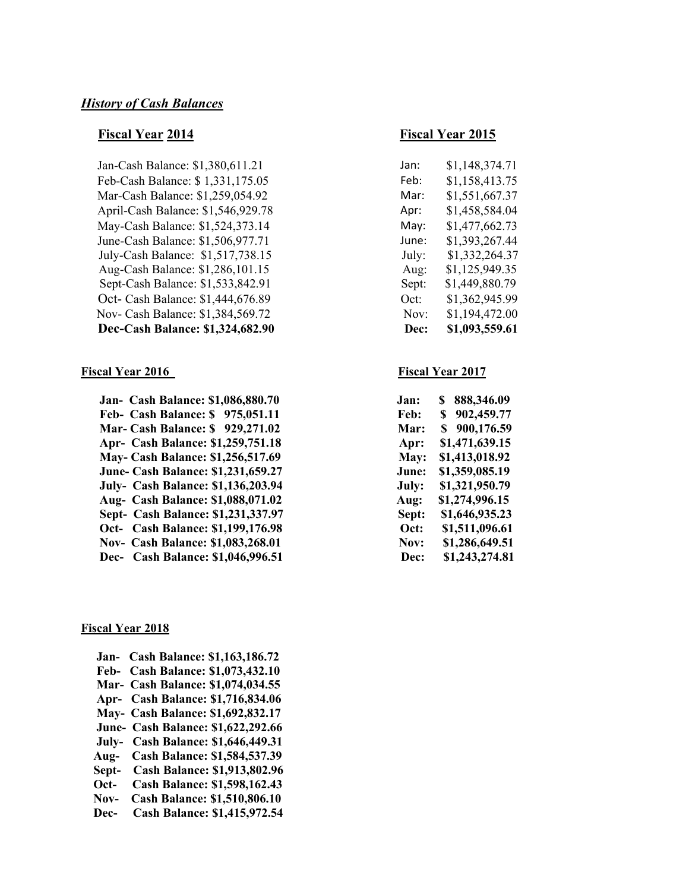***History of Cash Balances***

**Fiscal Year 2014**

Jan-Cash Balance: $1,380,611.21
Feb-Cash Balance: $ 1,331,175.05
Mar-Cash Balance: $1,259,054.92
April-Cash Balance: $1,546,929.78
May-Cash Balance: $1,524,373.14
June-Cash Balance: $1,506,977.71
July-Cash Balance: $1,517,738.15
Aug-Cash Balance: $1,286,101.15
Sept-Cash Balance: $1,533,842.91
Oct- Cash Balance: $1,444,676.89
Nov- Cash Balance: $1,384,569.72
**Dec-Cash Balance: $1,324,682.90**

**Fiscal Year 2015**

Jan: $1,148,374.71
Feb: $1,158,413.75
Mar: $1,551,667.37
Apr: $1,458,584.04
May: $1,477,662.73
June: $1,393,267.44
July: $1,332,264.37
Aug: $1,125,949.35
Sept: $1,449,880.79
Oct: $1,362,945.99
Nov: $1,194,472.00
**Dec: $1,093,559.61**

**Fiscal Year 2016**

**Jan- Cash Balance: $1,086,880.70**
**Feb- Cash Balance: $ 975,051.11**
**Mar- Cash Balance: $ 929,271.02**
**Apr- Cash Balance: $1,259,751.18**
**May- Cash Balance: $1,256,517.69**
**June- Cash Balance: $1,231,659.27**
**July- Cash Balance: $1,136,203.94**
**Aug- Cash Balance: $1,088,071.02**
**Sept- Cash Balance: $1,231,337.97**
**Oct- Cash Balance: $1,199,176.98**
**Nov- Cash Balance: $1,083,268.01**
**Dec- Cash Balance: $1,046,996.51**

**Fiscal Year 2017**

**Jan: $ 888,346.09**
**Feb: $ 902,459.77**
**Mar: $ 900,176.59**
**Apr: $1,471,639.15**
**May: $1,413,018.92**
**June: $1,359,085.19**
**July: $1,321,950.79**
**Aug: $1,274,996.15**
**Sept: $1,646,935.23**
**Oct: $1,511,096.61**
**Nov: $1,286,649.51**
**Dec: $1,243,274.81**

**Fiscal Year 2018**

**Jan- Cash Balance: $1,163,186.72**
**Feb- Cash Balance: $1,073,432.10**
**Mar- Cash Balance: $1,074,034.55**
**Apr- Cash Balance: $1,716,834.06**
**May- Cash Balance: $1,692,832.17**
**June- Cash Balance: $1,622,292.66**
**July- Cash Balance: $1,646,449.31**
**Aug- Cash Balance: $1,584,537.39**
**Sept- Cash Balance: $1,913,802.96**
**Oct- Cash Balance: $1,598,162.43**
**Nov- Cash Balance: $1,510,806.10**
**Dec- Cash Balance: $1,415,972.54**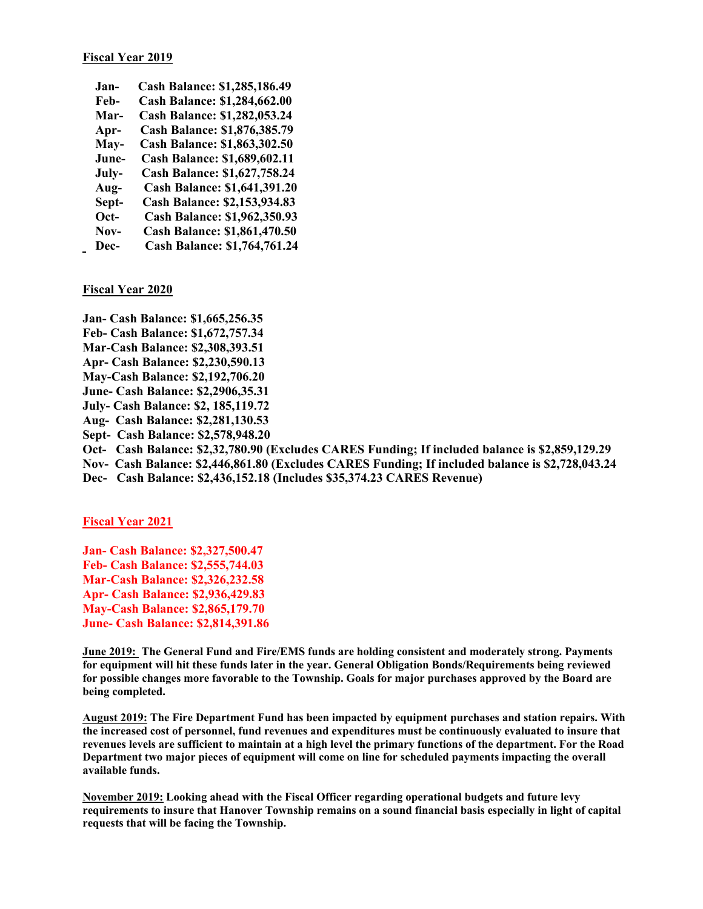**Fiscal Year 2019**

**Jan- Cash Balance: $1,285,186.49**
**Feb- Cash Balance: $1,284,662.00**
**Mar- Cash Balance: $1,282,053.24**
**Apr- Cash Balance: $1,876,385.79**
**May- Cash Balance: $1,863,302.50**
**June- Cash Balance: $1,689,602.11**
**July- Cash Balance: $1,627,758.24**
**Aug- Cash Balance: $1,641,391.20**
**Sept- Cash Balance: $2,153,934.83**
**Oct- Cash Balance: $1,962,350.93**
**Nov- Cash Balance: $1,861,470.50**
**Dec- Cash Balance: $1,764,761.24**

**Fiscal Year 2020**

**Jan- Cash Balance: $1,665,256.35**
**Feb- Cash Balance: $1,672,757.34**
**Mar-Cash Balance: $2,308,393.51**
**Apr- Cash Balance: $2,230,590.13**
**May-Cash Balance: $2,192,706.20**
**June- Cash Balance: $2,2906,35.31**
**July- Cash Balance: $2, 185,119.72**
**Aug- Cash Balance: $2,281,130.53**
**Sept- Cash Balance: $2,578,948.20**
**Oct- Cash Balance: $2,32,780.90 (Excludes CARES Funding; If included balance is $2,859,129.29**
**Nov- Cash Balance: $2,446,861.80 (Excludes CARES Funding; If included balance is $2,728,043.24**
**Dec- Cash Balance: $2,436,152.18 (Includes $35,374.23 CARES Revenue)**

**Fiscal Year 2021**

**Jan- Cash Balance: $2,327,500.47**
**Feb- Cash Balance: $2,555,744.03**
**Mar-Cash Balance: $2,326,232.58**
**Apr- Cash Balance: $2,936,429.83**
**May-Cash Balance: $2,865,179.70**
**June- Cash Balance: $2,814,391.86**

**June 2019: The General Fund and Fire/EMS funds are holding consistent and moderately strong. Payments for equipment will hit these funds later in the year. General Obligation Bonds/Requirements being reviewed for possible changes more favorable to the Township. Goals for major purchases approved by the Board are being completed.**

**August 2019: The Fire Department Fund has been impacted by equipment purchases and station repairs. With the increased cost of personnel, fund revenues and expenditures must be continuously evaluated to insure that revenues levels are sufficient to maintain at a high level the primary functions of the department. For the Road Department two major pieces of equipment will come on line for scheduled payments impacting the overall available funds.**

**November 2019: Looking ahead with the Fiscal Officer regarding operational budgets and future levy requirements to insure that Hanover Township remains on a sound financial basis especially in light of capital requests that will be facing the Township.**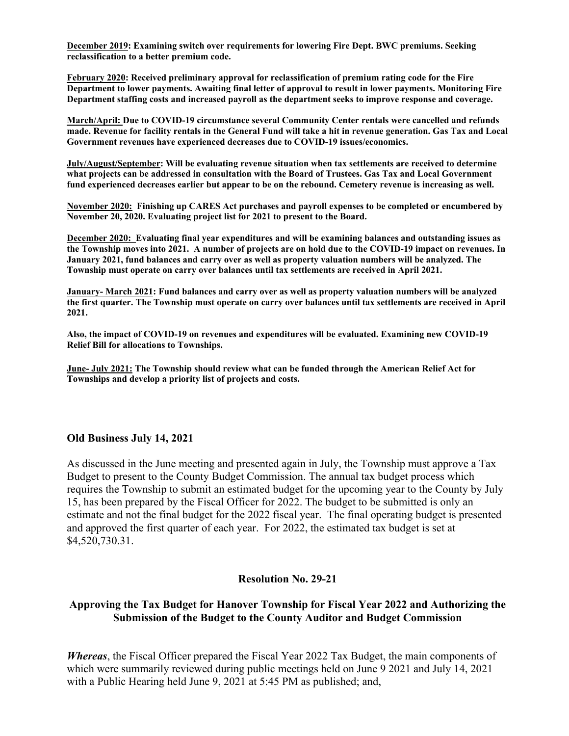**<u>December 2019</u>: Examining switch over requirements for lowering Fire Dept. BWC premiums. Seeking reclassification to a better premium code.**

**<u>February 2020</u>: Received preliminary approval for reclassification of premium rating code for the Fire Department to lower payments. Awaiting final letter of approval to result in lower payments. Monitoring Fire Department staffing costs and increased payroll as the department seeks to improve response and coverage.**

**<u>March/April:</u> Due to COVID-19 circumstance several Community Center rentals were cancelled and refunds made. Revenue for facility rentals in the General Fund will take a hit in revenue generation. Gas Tax and Local Government revenues have experienced decreases due to COVID-19 issues/economics.**

**<u>July/August/September</u>: Will be evaluating revenue situation when tax settlements are received to determine what projects can be addressed in consultation with the Board of Trustees. Gas Tax and Local Government fund experienced decreases earlier but appear to be on the rebound. Cemetery revenue is increasing as well.**

**<u>November 2020:</u> Finishing up CARES Act purchases and payroll expenses to be completed or encumbered by November 20, 2020. Evaluating project list for 2021 to present to the Board.**

**<u>December 2020:</u> Evaluating final year expenditures and will be examining balances and outstanding issues as the Township moves into 2021. A number of projects are on hold due to the COVID-19 impact on revenues. In January 2021, fund balances and carry over as well as property valuation numbers will be analyzed. The Township must operate on carry over balances until tax settlements are received in April 2021.**

**<u>January- March 2021</u>: Fund balances and carry over as well as property valuation numbers will be analyzed the first quarter. The Township must operate on carry over balances until tax settlements are received in April 2021.**

**Also, the impact of COVID-19 on revenues and expenditures will be evaluated. Examining new COVID-19 Relief Bill for allocations to Townships.**

**<u>June- July 2021:</u> The Township should review what can be funded through the American Relief Act for Townships and develop a priority list of projects and costs.**

### Old Business July 14, 2021

As discussed in the June meeting and presented again in July, the Township must approve a Tax Budget to present to the County Budget Commission. The annual tax budget process which requires the Township to submit an estimated budget for the upcoming year to the County by July 15, has been prepared by the Fiscal Officer for 2022. The budget to be submitted is only an estimate and not the final budget for the 2022 fiscal year. The final operating budget is presented and approved the first quarter of each year. For 2022, the estimated tax budget is set at $4,520,730.31.

### Resolution No. 29-21

### Approving the Tax Budget for Hanover Township for Fiscal Year 2022 and Authorizing the Submission of the Budget to the County Auditor and Budget Commission

***Whereas***, the Fiscal Officer prepared the Fiscal Year 2022 Tax Budget, the main components of which were summarily reviewed during public meetings held on June 9 2021 and July 14, 2021 with a Public Hearing held June 9, 2021 at 5:45 PM as published; and,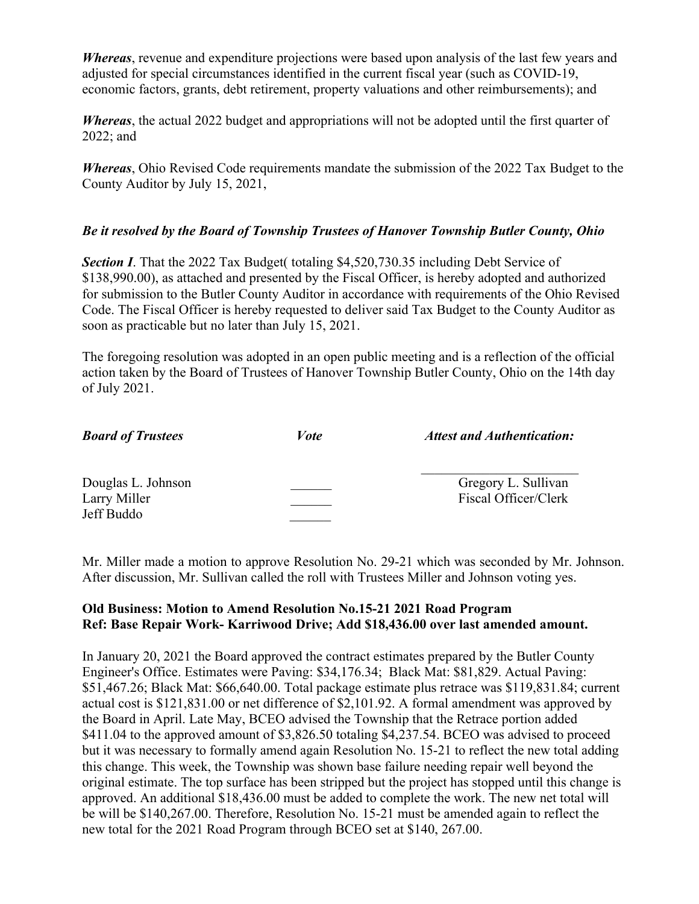***Whereas***, revenue and expenditure projections were based upon analysis of the last few years and adjusted for special circumstances identified in the current fiscal year (such as COVID-19, economic factors, grants, debt retirement, property valuations and other reimbursements); and

***Whereas***, the actual 2022 budget and appropriations will not be adopted until the first quarter of 2022; and

***Whereas***, Ohio Revised Code requirements mandate the submission of the 2022 Tax Budget to the County Auditor by July 15, 2021,

***Be it resolved by the Board of Township Trustees of Hanover Township Butler County, Ohio***

***Section I***. That the 2022 Tax Budget( totaling $4,520,730.35 including Debt Service of $138,990.00), as attached and presented by the Fiscal Officer, is hereby adopted and authorized for submission to the Butler County Auditor in accordance with requirements of the Ohio Revised Code. The Fiscal Officer is hereby requested to deliver said Tax Budget to the County Auditor as soon as practicable but no later than July 15, 2021.

The foregoing resolution was adopted in an open public meeting and is a reflection of the official action taken by the Board of Trustees of Hanover Township Butler County, Ohio on the 14th day of July 2021.

| ***Board of Trustees*** | ***Vote*** | ***Attest and Authentication:*** |
|---|---|---|
| Douglas L. Johnson | ______ | ________________________ Gregory L. Sullivan |
| Larry Miller | ______ | Fiscal Officer/Clerk |
| Jeff Buddo | ______ | |

Mr. Miller made a motion to approve Resolution No. 29-21 which was seconded by Mr. Johnson. After discussion, Mr. Sullivan called the roll with Trustees Miller and Johnson voting yes.

**Old Business: Motion to Amend Resolution No.15-21 2021 Road Program**
**Ref: Base Repair Work- Karriwood Drive; Add $18,436.00 over last amended amount.**

In January 20, 2021 the Board approved the contract estimates prepared by the Butler County Engineer's Office. Estimates were Paving: $34,176.34; Black Mat: $81,829. Actual Paving: $51,467.26; Black Mat: $66,640.00. Total package estimate plus retrace was $119,831.84; current actual cost is $121,831.00 or net difference of $2,101.92. A formal amendment was approved by the Board in April. Late May, BCEO advised the Township that the Retrace portion added $411.04 to the approved amount of $3,826.50 totaling $4,237.54. BCEO was advised to proceed but it was necessary to formally amend again Resolution No. 15-21 to reflect the new total adding this change. This week, the Township was shown base failure needing repair well beyond the original estimate. The top surface has been stripped but the project has stopped until this change is approved. An additional $18,436.00 must be added to complete the work. The new net total will be will be $140,267.00. Therefore, Resolution No. 15-21 must be amended again to reflect the new total for the 2021 Road Program through BCEO set at $140, 267.00.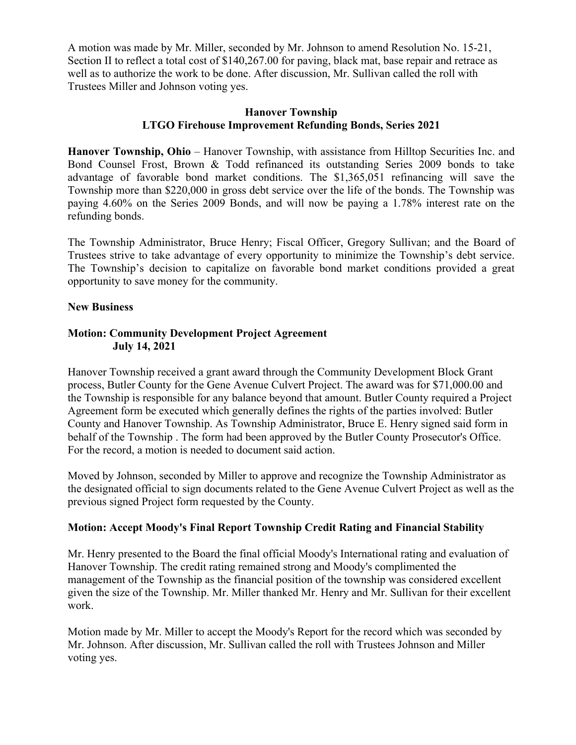A motion was made by Mr. Miller, seconded by Mr. Johnson to amend Resolution No. 15-21, Section II to reflect a total cost of $140,267.00 for paving, black mat, base repair and retrace as well as to authorize the work to be done. After discussion, Mr. Sullivan called the roll with Trustees Miller and Johnson voting yes.

**Hanover Township**
**LTGO Firehouse Improvement Refunding Bonds, Series 2021**

**Hanover Township, Ohio** – Hanover Township, with assistance from Hilltop Securities Inc. and Bond Counsel Frost, Brown & Todd refinanced its outstanding Series 2009 bonds to take advantage of favorable bond market conditions. The $1,365,051 refinancing will save the Township more than $220,000 in gross debt service over the life of the bonds. The Township was paying 4.60% on the Series 2009 Bonds, and will now be paying a 1.78% interest rate on the refunding bonds.

The Township Administrator, Bruce Henry; Fiscal Officer, Gregory Sullivan; and the Board of Trustees strive to take advantage of every opportunity to minimize the Township's debt service. The Township's decision to capitalize on favorable bond market conditions provided a great opportunity to save money for the community.

**New Business**

**Motion: Community Development Project Agreement**
**July 14, 2021**

Hanover Township received a grant award through the Community Development Block Grant process, Butler County for the Gene Avenue Culvert Project. The award was for $71,000.00 and the Township is responsible for any balance beyond that amount. Butler County required a Project Agreement form be executed which generally defines the rights of the parties involved: Butler County and Hanover Township. As Township Administrator, Bruce E. Henry signed said form in behalf of the Township . The form had been approved by the Butler County Prosecutor's Office. For the record, a motion is needed to document said action.

Moved by Johnson, seconded by Miller to approve and recognize the Township Administrator as the designated official to sign documents related to the Gene Avenue Culvert Project as well as the previous signed Project form requested by the County.

**Motion: Accept Moody's Final Report Township Credit Rating and Financial Stability**

Mr. Henry presented to the Board the final official Moody's International rating and evaluation of Hanover Township. The credit rating remained strong and Moody's complimented the management of the Township as the financial position of the township was considered excellent given the size of the Township. Mr. Miller thanked Mr. Henry and Mr. Sullivan for their excellent work.

Motion made by Mr. Miller to accept the Moody's Report for the record which was seconded by Mr. Johnson. After discussion, Mr. Sullivan called the roll with Trustees Johnson and Miller voting yes.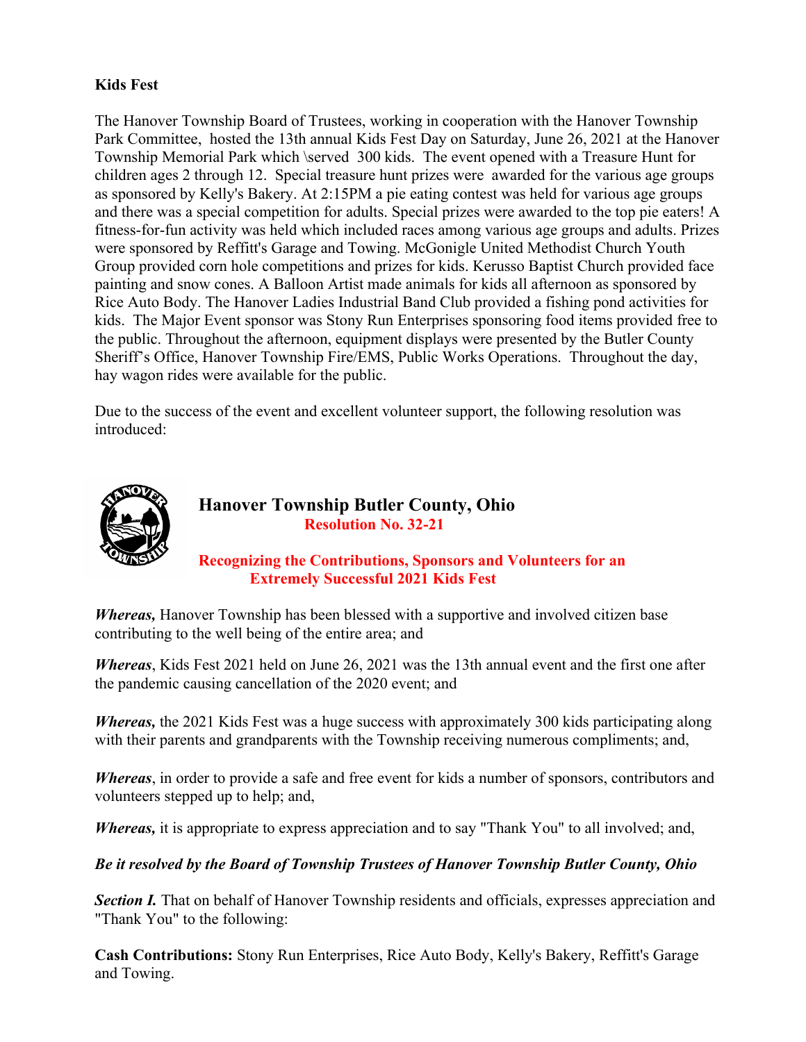**Kids Fest**

The Hanover Township Board of Trustees, working in cooperation with the Hanover Township Park Committee, hosted the 13th annual Kids Fest Day on Saturday, June 26, 2021 at the Hanover Township Memorial Park which \served 300 kids. The event opened with a Treasure Hunt for children ages 2 through 12. Special treasure hunt prizes were awarded for the various age groups as sponsored by Kelly's Bakery. At 2:15PM a pie eating contest was held for various age groups and there was a special competition for adults. Special prizes were awarded to the top pie eaters! A fitness-for-fun activity was held which included races among various age groups and adults. Prizes were sponsored by Reffitt's Garage and Towing. McGonigle United Methodist Church Youth Group provided corn hole competitions and prizes for kids. Kerusso Baptist Church provided face painting and snow cones. A Balloon Artist made animals for kids all afternoon as sponsored by Rice Auto Body. The Hanover Ladies Industrial Band Club provided a fishing pond activities for kids. The Major Event sponsor was Stony Run Enterprises sponsoring food items provided free to the public. Throughout the afternoon, equipment displays were presented by the Butler County Sheriff's Office, Hanover Township Fire/EMS, Public Works Operations. Throughout the day, hay wagon rides were available for the public.

Due to the success of the event and excellent volunteer support, the following resolution was introduced:

## Hanover Township Butler County, Ohio

**Resolution No. 32-21**

**Recognizing the Contributions, Sponsors and Volunteers for an Extremely Successful 2021 Kids Fest**

***Whereas,*** Hanover Township has been blessed with a supportive and involved citizen base contributing to the well being of the entire area; and

***Whereas***, Kids Fest 2021 held on June 26, 2021 was the 13th annual event and the first one after the pandemic causing cancellation of the 2020 event; and

***Whereas,*** the 2021 Kids Fest was a huge success with approximately 300 kids participating along with their parents and grandparents with the Township receiving numerous compliments; and,

***Whereas***, in order to provide a safe and free event for kids a number of sponsors, contributors and volunteers stepped up to help; and,

***Whereas,*** it is appropriate to express appreciation and to say "Thank You" to all involved; and,

***Be it resolved by the Board of Township Trustees of Hanover Township Butler County, Ohio***

***Section I.*** That on behalf of Hanover Township residents and officials, expresses appreciation and "Thank You" to the following:

**Cash Contributions:** Stony Run Enterprises, Rice Auto Body, Kelly's Bakery, Reffitt's Garage and Towing.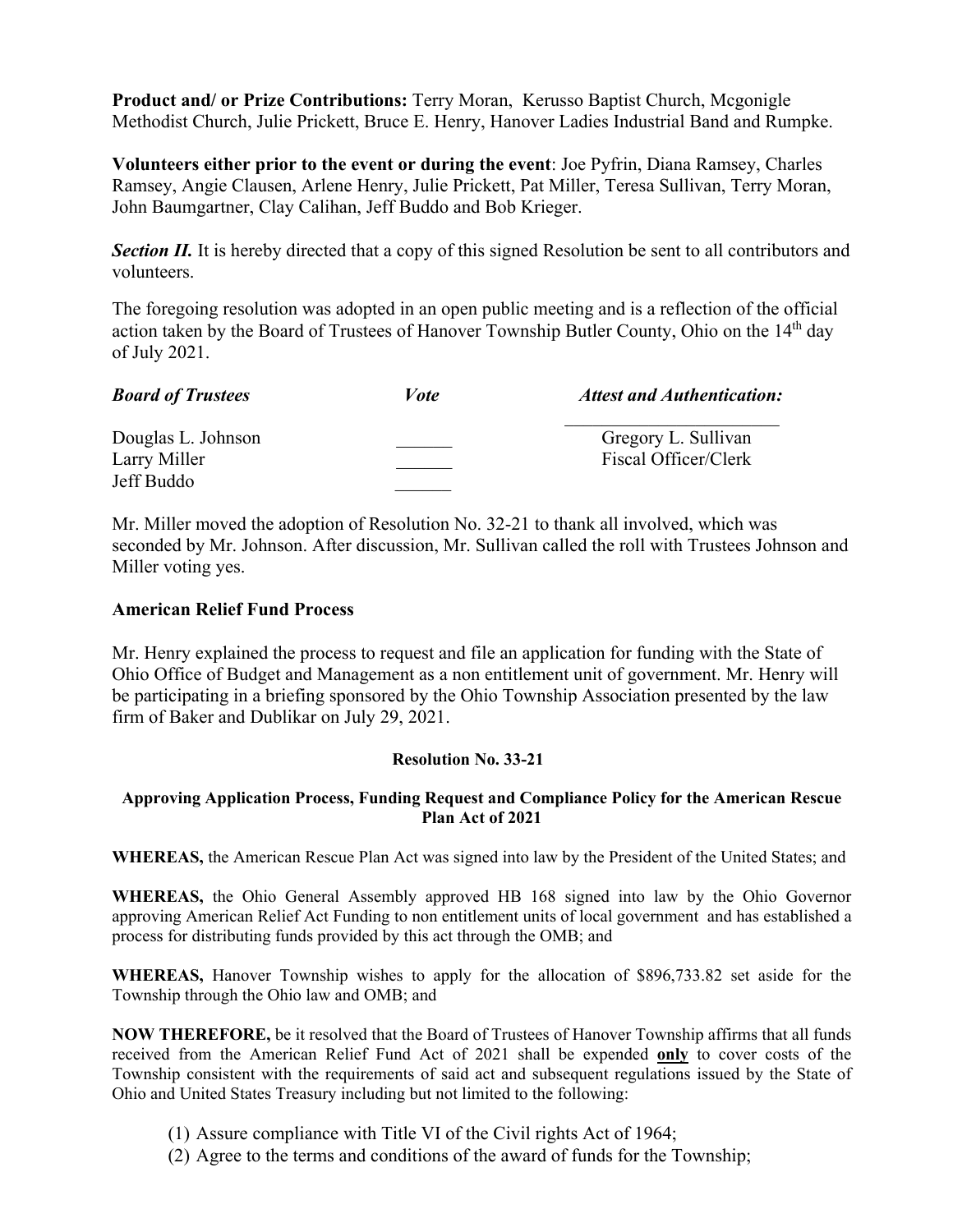**Product and/ or Prize Contributions:** Terry Moran, Kerusso Baptist Church, Mcgonigle Methodist Church, Julie Prickett, Bruce E. Henry, Hanover Ladies Industrial Band and Rumpke.

**Volunteers either prior to the event or during the event**: Joe Pyfrin, Diana Ramsey, Charles Ramsey, Angie Clausen, Arlene Henry, Julie Prickett, Pat Miller, Teresa Sullivan, Terry Moran, John Baumgartner, Clay Calihan, Jeff Buddo and Bob Krieger.

***Section II.*** It is hereby directed that a copy of this signed Resolution be sent to all contributors and volunteers.

The foregoing resolution was adopted in an open public meeting and is a reflection of the official action taken by the Board of Trustees of Hanover Township Butler County, Ohio on the 14th day of July 2021.

| ***Board of Trustees*** | ***Vote*** | ***Attest and Authentication:*** |
|---|---|---|
| Douglas L. Johnson | ______ | Gregory L. Sullivan |
| Larry Miller | ______ | Fiscal Officer/Clerk |
| Jeff Buddo | ______ | |

Mr. Miller moved the adoption of Resolution No. 32-21 to thank all involved, which was seconded by Mr. Johnson. After discussion, Mr. Sullivan called the roll with Trustees Johnson and Miller voting yes.

## American Relief Fund Process

Mr. Henry explained the process to request and file an application for funding with the State of Ohio Office of Budget and Management as a non entitlement unit of government. Mr. Henry will be participating in a briefing sponsored by the Ohio Township Association presented by the law firm of Baker and Dublikar on July 29, 2021.

**Resolution No. 33-21**

**Approving Application Process, Funding Request and Compliance Policy for the American Rescue Plan Act of 2021**

**WHEREAS,** the American Rescue Plan Act was signed into law by the President of the United States; and

**WHEREAS,** the Ohio General Assembly approved HB 168 signed into law by the Ohio Governor approving American Relief Act Funding to non entitlement units of local government and has established a process for distributing funds provided by this act through the OMB; and

**WHEREAS,** Hanover Township wishes to apply for the allocation of $896,733.82 set aside for the Township through the Ohio law and OMB; and

**NOW THEREFORE,** be it resolved that the Board of Trustees of Hanover Township affirms that all funds received from the American Relief Fund Act of 2021 shall be expended **only** to cover costs of the Township consistent with the requirements of said act and subsequent regulations issued by the State of Ohio and United States Treasury including but not limited to the following:

(1) Assure compliance with Title VI of the Civil rights Act of 1964;
(2) Agree to the terms and conditions of the award of funds for the Township;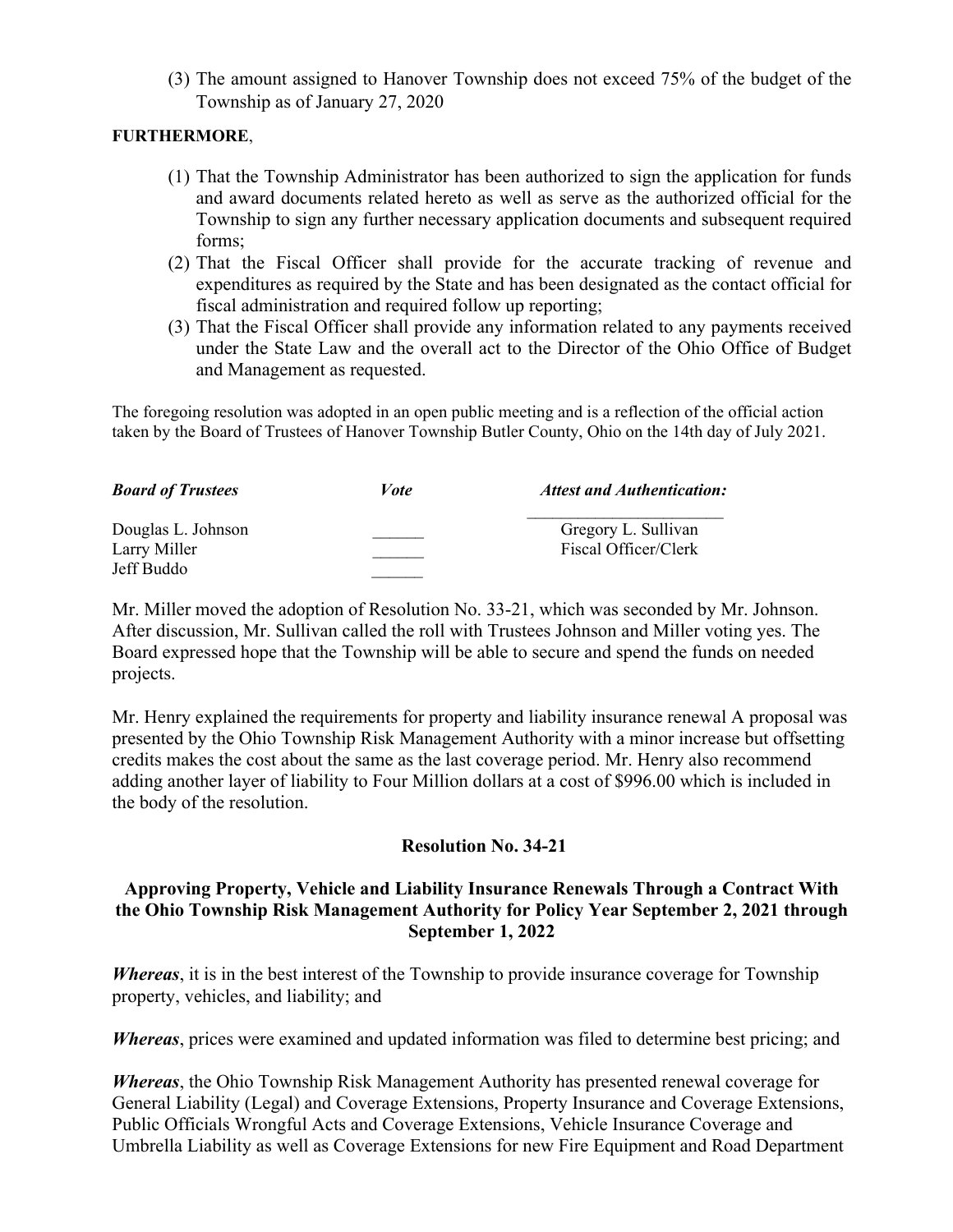(3) The amount assigned to Hanover Township does not exceed 75% of the budget of the Township as of January 27, 2020

**FURTHERMORE**,

(1) That the Township Administrator has been authorized to sign the application for funds and award documents related hereto as well as serve as the authorized official for the Township to sign any further necessary application documents and subsequent required forms;
(2) That the Fiscal Officer shall provide for the accurate tracking of revenue and expenditures as required by the State and has been designated as the contact official for fiscal administration and required follow up reporting;
(3) That the Fiscal Officer shall provide any information related to any payments received under the State Law and the overall act to the Director of the Ohio Office of Budget and Management as requested.

The foregoing resolution was adopted in an open public meeting and is a reflection of the official action taken by the Board of Trustees of Hanover Township Butler County, Ohio on the 14th day of July 2021.

| ***Board of Trustees*** | ***Vote*** | ***Attest and Authentication:*** |
|---|---|---|
| Douglas L. Johnson | ______ | Gregory L. Sullivan |
| Larry Miller | ______ | Fiscal Officer/Clerk |
| Jeff Buddo | ______ | |

Mr. Miller moved the adoption of Resolution No. 33-21, which was seconded by Mr. Johnson. After discussion, Mr. Sullivan called the roll with Trustees Johnson and Miller voting yes. The Board expressed hope that the Township will be able to secure and spend the funds on needed projects.

Mr. Henry explained the requirements for property and liability insurance renewal A proposal was presented by the Ohio Township Risk Management Authority with a minor increase but offsetting credits makes the cost about the same as the last coverage period. Mr. Henry also recommend adding another layer of liability to Four Million dollars at a cost of $996.00 which is included in the body of the resolution.

## Resolution No. 34-21

### Approving Property, Vehicle and Liability Insurance Renewals Through a Contract With the Ohio Township Risk Management Authority for Policy Year September 2, 2021 through September 1, 2022

***Whereas***, it is in the best interest of the Township to provide insurance coverage for Township property, vehicles, and liability; and

***Whereas***, prices were examined and updated information was filed to determine best pricing; and

***Whereas***, the Ohio Township Risk Management Authority has presented renewal coverage for General Liability (Legal) and Coverage Extensions, Property Insurance and Coverage Extensions, Public Officials Wrongful Acts and Coverage Extensions, Vehicle Insurance Coverage and Umbrella Liability as well as Coverage Extensions for new Fire Equipment and Road Department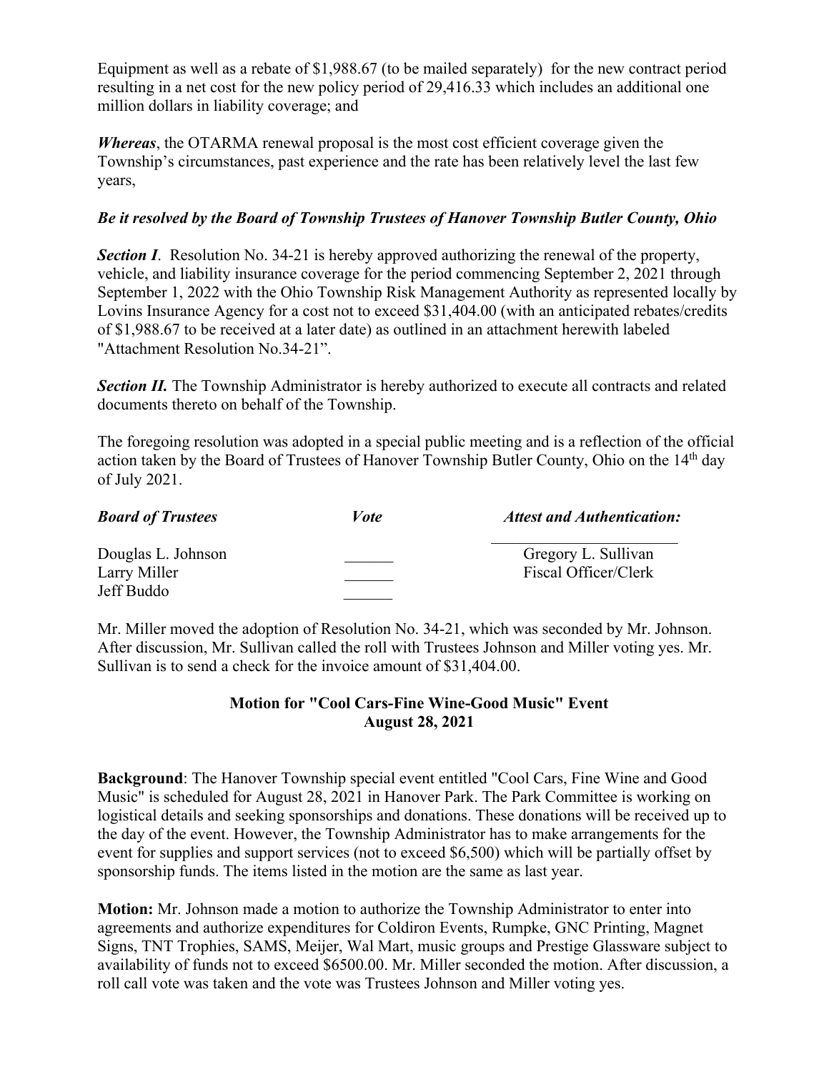Equipment as well as a rebate of $1,988.67 (to be mailed separately) for the new contract period resulting in a net cost for the new policy period of 29,416.33 which includes an additional one million dollars in liability coverage; and

***Whereas***, the OTARMA renewal proposal is the most cost efficient coverage given the Township's circumstances, past experience and the rate has been relatively level the last few years,

***Be it resolved by the Board of Township Trustees of Hanover Township Butler County, Ohio***

***Section I***. Resolution No. 34-21 is hereby approved authorizing the renewal of the property, vehicle, and liability insurance coverage for the period commencing September 2, 2021 through September 1, 2022 with the Ohio Township Risk Management Authority as represented locally by Lovins Insurance Agency for a cost not to exceed $31,404.00 (with an anticipated rebates/credits of $1,988.67 to be received at a later date) as outlined in an attachment herewith labeled "Attachment Resolution No.34-21".

***Section II.*** The Township Administrator is hereby authorized to execute all contracts and related documents thereto on behalf of the Township.

The foregoing resolution was adopted in a special public meeting and is a reflection of the official action taken by the Board of Trustees of Hanover Township Butler County, Ohio on the 14th day of July 2021.

| ***Board of Trustees*** | ***Vote*** | ***Attest and Authentication:*** |
|---|---|---|
| Douglas L. Johnson | ______ | Gregory L. Sullivan |
| Larry Miller | ______ | Fiscal Officer/Clerk |
| Jeff Buddo | ______ | |

Mr. Miller moved the adoption of Resolution No. 34-21, which was seconded by Mr. Johnson. After discussion, Mr. Sullivan called the roll with Trustees Johnson and Miller voting yes. Mr. Sullivan is to send a check for the invoice amount of $31,404.00.

## Motion for "Cool Cars-Fine Wine-Good Music" Event
## August 28, 2021

**Background**: The Hanover Township special event entitled "Cool Cars, Fine Wine and Good Music" is scheduled for August 28, 2021 in Hanover Park. The Park Committee is working on logistical details and seeking sponsorships and donations. These donations will be received up to the day of the event. However, the Township Administrator has to make arrangements for the event for supplies and support services (not to exceed $6,500) which will be partially offset by sponsorship funds. The items listed in the motion are the same as last year.

**Motion:** Mr. Johnson made a motion to authorize the Township Administrator to enter into agreements and authorize expenditures for Coldiron Events, Rumpke, GNC Printing, Magnet Signs, TNT Trophies, SAMS, Meijer, Wal Mart, music groups and Prestige Glassware subject to availability of funds not to exceed $6500.00. Mr. Miller seconded the motion. After discussion, a roll call vote was taken and the vote was Trustees Johnson and Miller voting yes.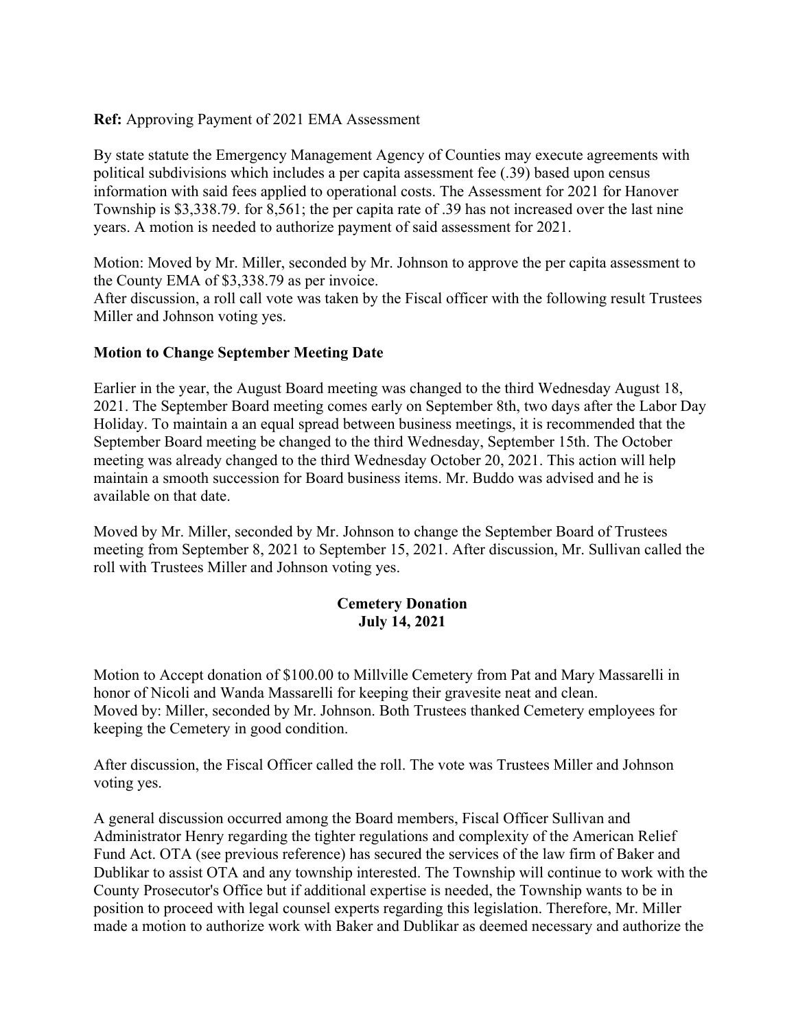**Ref:** Approving Payment of 2021 EMA Assessment

By state statute the Emergency Management Agency of Counties may execute agreements with political subdivisions which includes a per capita assessment fee (.39) based upon census information with said fees applied to operational costs. The Assessment for 2021 for Hanover Township is $3,338.79. for 8,561; the per capita rate of .39 has not increased over the last nine years. A motion is needed to authorize payment of said assessment for 2021.

Motion: Moved by Mr. Miller, seconded by Mr. Johnson to approve the per capita assessment to the County EMA of $3,338.79 as per invoice.
After discussion, a roll call vote was taken by the Fiscal officer with the following result Trustees Miller and Johnson voting yes.

**Motion to Change September Meeting Date**

Earlier in the year, the August Board meeting was changed to the third Wednesday August 18, 2021. The September Board meeting comes early on September 8th, two days after the Labor Day Holiday. To maintain a an equal spread between business meetings, it is recommended that the September Board meeting be changed to the third Wednesday, September 15th. The October meeting was already changed to the third Wednesday October 20, 2021. This action will help maintain a smooth succession for Board business items. Mr. Buddo was advised and he is available on that date.

Moved by Mr. Miller, seconded by Mr. Johnson to change the September Board of Trustees meeting from September 8, 2021 to September 15, 2021. After discussion, Mr. Sullivan called the roll with Trustees Miller and Johnson voting yes.

**Cemetery Donation**
**July 14, 2021**

Motion to Accept donation of $100.00 to Millville Cemetery from Pat and Mary Massarelli in honor of Nicoli and Wanda Massarelli for keeping their gravesite neat and clean.
Moved by: Miller, seconded by Mr. Johnson. Both Trustees thanked Cemetery employees for keeping the Cemetery in good condition.

After discussion, the Fiscal Officer called the roll. The vote was Trustees Miller and Johnson voting yes.

A general discussion occurred among the Board members, Fiscal Officer Sullivan and Administrator Henry regarding the tighter regulations and complexity of the American Relief Fund Act. OTA (see previous reference) has secured the services of the law firm of Baker and Dublikar to assist OTA and any township interested. The Township will continue to work with the County Prosecutor's Office but if additional expertise is needed, the Township wants to be in position to proceed with legal counsel experts regarding this legislation. Therefore, Mr. Miller made a motion to authorize work with Baker and Dublikar as deemed necessary and authorize the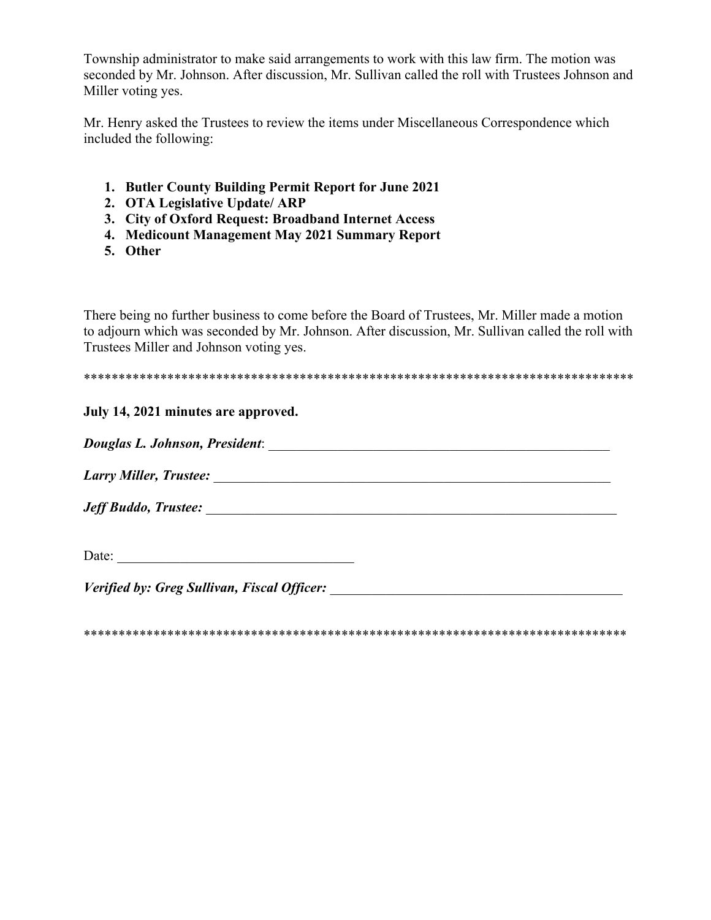Township administrator to make said arrangements to work with this law firm. The motion was seconded by Mr. Johnson. After discussion, Mr. Sullivan called the roll with Trustees Johnson and Miller voting yes.

Mr. Henry asked the Trustees to review the items under Miscellaneous Correspondence which included the following:

1. **Butler County Building Permit Report for June 2021**
2. **OTA Legislative Update/ ARP**
3. **City of Oxford Request: Broadband Internet Access**
4. **Medicount Management May 2021 Summary Report**
5. **Other**

There being no further business to come before the Board of Trustees, Mr. Miller made a motion to adjourn which was seconded by Mr. Johnson. After discussion, Mr. Sullivan called the roll with Trustees Miller and Johnson voting yes.

*******************************************************************************

**July 14, 2021 minutes are approved.**

***Douglas L. Johnson, President***: ___________________________________________________

***Larry Miller, Trustee:*** ___________________________________________________________

***Jeff Buddo, Trustee:*** _____________________________________________________________

Date: ___________________________________

***Verified by: Greg Sullivan, Fiscal Officer:*** ___________________________________________

*******************************************************************************